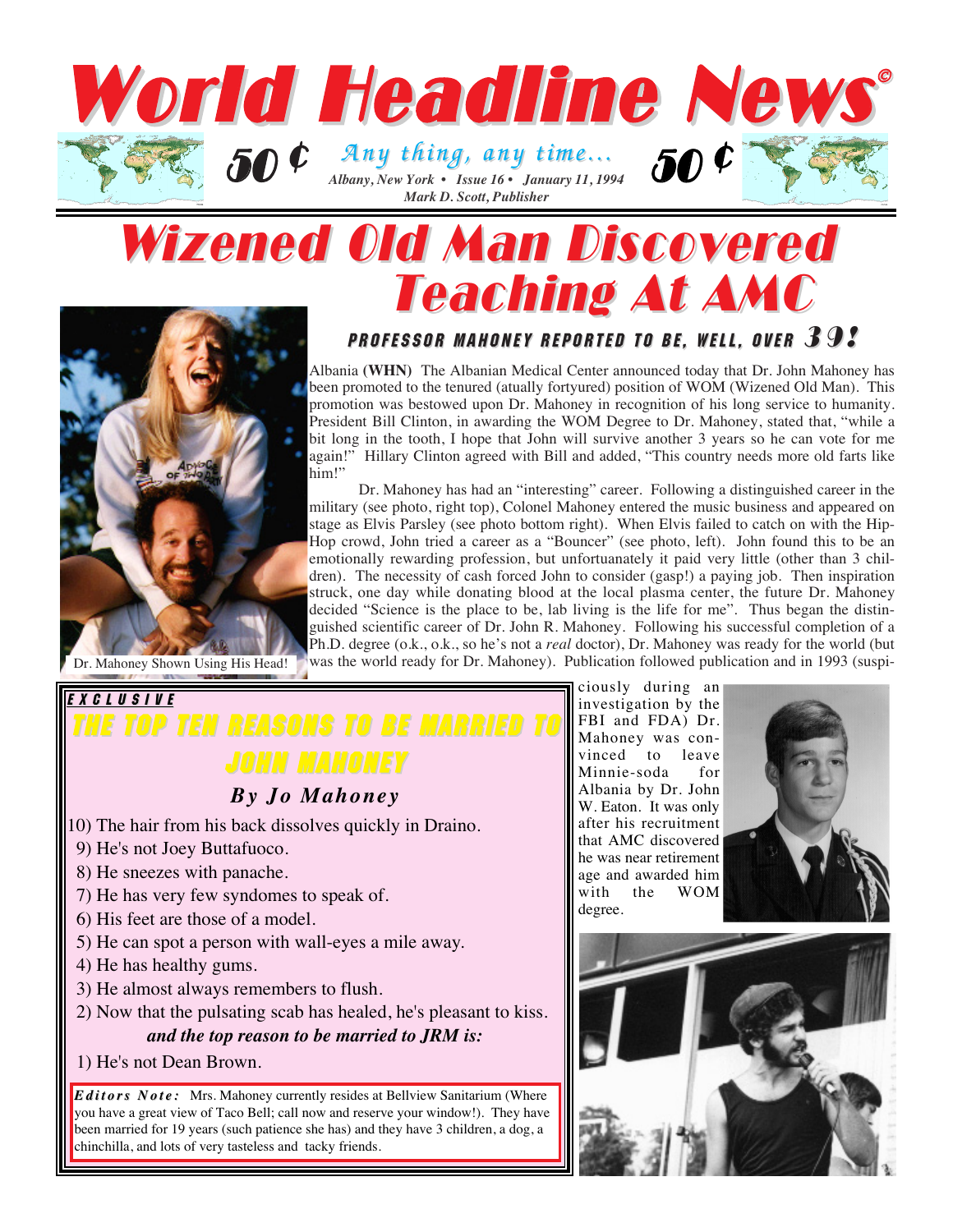# World Headline News©

50 ¢ *Any thing, any time...* 50 ¢

*Albany, New York • Issue 16 • January 11, 1994*

*Mark D. Scott, Publisher*

# Wizened Old Man Discovered Teaching At AMC

### PROFESSOR MAHONEY REPORTED TO BE, WELL, OVER 39!

Albania **(WHN)** The Albanian Medical Center announced today that Dr. John Mahoney has been promoted to the tenured (atually fortyured) position of WOM (Wizened Old Man). This promotion was bestowed upon Dr. Mahoney in recognition of his long service to humanity. President Bill Clinton, in awarding the WOM Degree to Dr. Mahoney, stated that, "while a bit long in the tooth, I hope that John will survive another 3 years so he can vote for me again!" Hillary Clinton agreed with Bill and added, "This country needs more old farts like him!"

Dr. Mahoney has had an "interesting" career. Following a distinguished career in the military (see photo, right top), Colonel Mahoney entered the music business and appeared on stage as Elvis Parsley (see photo bottom right). When Elvis failed to catch on with the Hip-Hop crowd, John tried a career as a "Bouncer" (see photo, left). John found this to be an emotionally rewarding profession, but unfortuanately it paid very little (other than 3 children). The necessity of cash forced John to consider (gasp!) a paying job. Then inspiration struck, one day while donating blood at the local plasma center, the future Dr. Mahoney decided "Science is the place to be, lab living is the life for me". Thus began the distinguished scientific career of Dr. John R. Mahoney. Following his successful completion of a Ph.D. degree (o.k., o.k., so he's not a *real* doctor), Dr. Mahoney was ready for the world (but was the world ready for Dr. Mahoney). Publication followed publication and in 1993 (suspiciously during an investigation by the FBI and FDA) Dr. Mahoney was convinced to leave Minnie-soda for Albania by Dr. John W. Eaton. It was only after his recruitment that AMC discovered he was near retirement age and awarded him with the WOM degree.

Dr. Mahoney Shown Using His Head!

---

*EXCLUSIVE*

## THE TOP TEN REASONS TO BE MARRIED TO JOHN MAHONEY

### *By Jo Mahoney*

10) The hair from his back dissolves quickly in Draino.
9) He's not Joey Buttafuoco.
8) He sneezes with panache.
7) He has very few syndomes to speak of.
6) His feet are those of a model.
5) He can spot a person with wall-eyes a mile away.
4) He has healthy gums.
3) He almost always remembers to flush.
2) Now that the pulsating scab has healed, he's pleasant to kiss.

***and the top reason to be married to JRM is:***

1) He's not Dean Brown.

***Editors Note:*** Mrs. Mahoney currently resides at Bellview Sanitarium (Where you have a great view of Taco Bell; call now and reserve your window!). They have been married for 19 years (such patience she has) and they have 3 children, a dog, a chinchilla, and lots of very tasteless and tacky friends.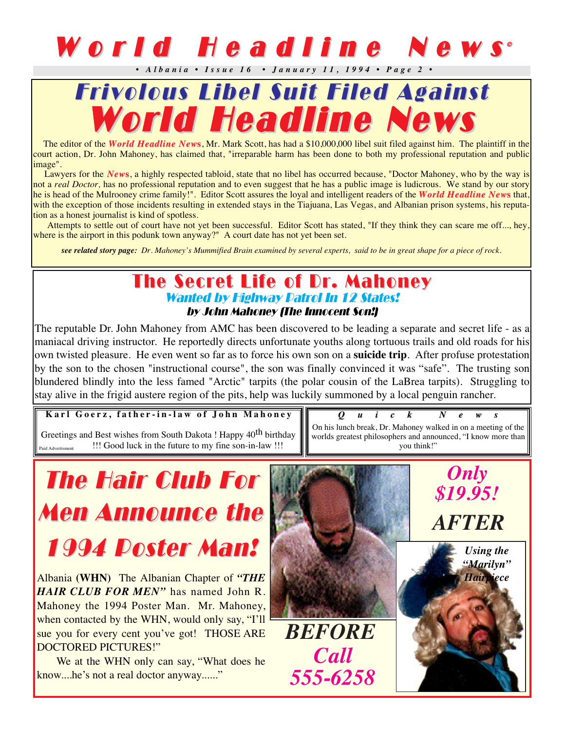# World Headline News©

*• Albania • Issue 16 • January 11, 1994 • Page 2 •*

## Frivolous Libel Suit Filed Against World Headline News

The editor of the ***World Headline News***, Mr. Mark Scott, has had a $10,000,000 libel suit filed against him. The plaintiff in the court action, Dr. John Mahoney, has claimed that, "irreparable harm has been done to both my professional reputation and public image".

Lawyers for the ***News***, a highly respected tabloid, state that no libel has occurred because, "Doctor Mahoney, who by the way is not a *real Doctor,* has no professional reputation and to even suggest that he has a public image is ludicrous. We stand by our story he is head of the Mulrooney crime family!". Editor Scott assures the loyal and intelligent readers of the ***World Headline News*** that, with the exception of those incidents resulting in extended stays in the Tiajuana, Las Vegas, and Albanian prison systems, his reputation as a honest journalist is kind of spotless.

Attempts to settle out of court have not yet been successful. Editor Scott has stated, "If they think they can scare me off..., hey, where is the airport in this podunk town anyway?" A court date has not yet been set.

***see related story page:*** *Dr. Mahoney's Mummified Brain examined by several experts, said to be in great shape for a piece of rock.*

## The Secret Life of Dr. Mahoney

### Wanted by Highway Patrol In 12 States!

***by John Mahoney (The Innocent Son!)***

The reputable Dr. John Mahoney from AMC has been discovered to be leading a separate and secret life - as a maniacal driving instructor. He reportedly directs unfortunate youths along tortuous trails and old roads for his own twisted pleasure. He even went so far as to force his own son on a **suicide trip**. After profuse protestation by the son to the chosen "instructional course", the son was finally convinced it was "safe". The trusting son blundered blindly into the less famed "Arctic" tarpits (the polar cousin of the LaBrea tarpits). Struggling to stay alive in the frigid austere region of the pits, help was luckily summoned by a local penguin rancher.

**Karl Goerz, father-in-law of John Mahoney**

Greetings and Best wishes from South Dakota ! Happy 40th birthday !!! Good luck in the future to my fine son-in-law !!!

Paid Advertisement

***Quick News***

On his lunch break, Dr. Mahoney walked in on a meeting of the worlds greatest philosophers and announced, "I know more than you think!"

## The Hair Club For Men Announce the 1994 Poster Man!

Albania **(WHN)** The Albanian Chapter of ***"THE HAIR CLUB FOR MEN"*** has named John R. Mahoney the 1994 Poster Man. Mr. Mahoney, when contacted by the WHN, would only say, "I'll sue you for every cent you've got! THOSE ARE DOCTORED PICTURES!"

We at the WHN only can say, "What does he know....he's not a real doctor anyway......"

***BEFORE***

***Call 555-6258***

***Only $19.95!***

***AFTER***

***Using the "Marilyn" Hairpiece***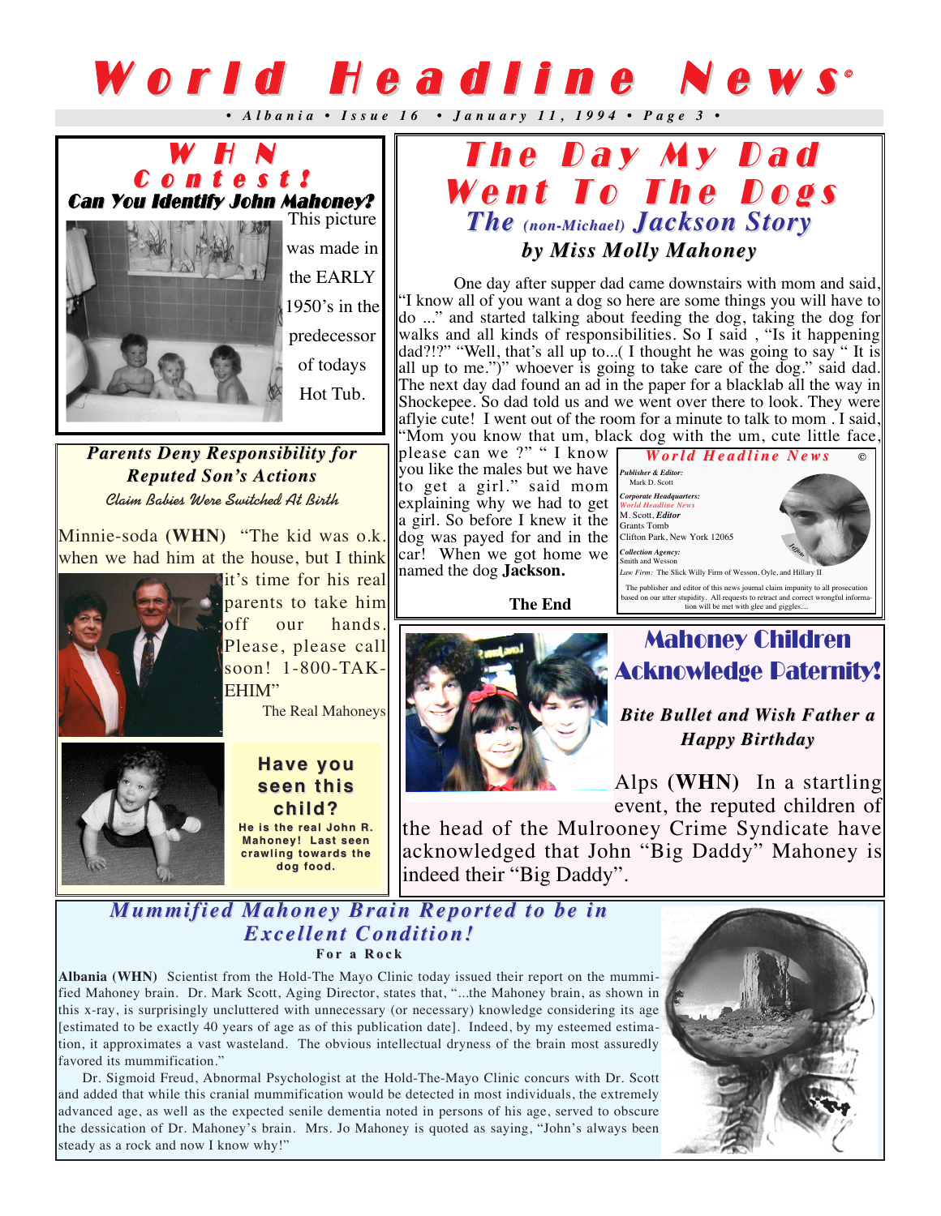# World Headline News©

• Albania • Issue 16 • January 11, 1994 •

## WHN Contest!

### Can You Identify John Mahoney?

This picture was made in the EARLY 1950's in the predecessor of todays Hot Tub.

## Parents Deny Responsibility for Reputed Son's Actions

*Claim Babies Were Switched At Birth*

Minnie-soda **(WHN)** "The kid was o.k. when we had him at the house, but I think it's time for his real parents to take him off our hands. Please, please call soon! 1-800-TAKEHIM"

The Real Mahoneys

### Have you seen this child?

**He is the real John R. Mahoney! Last seen crawling towards the dog food.**

## The Day My Dad Went To The Dogs

### The (non-Michael) Jackson Story

*by Miss Molly Mahoney*

One day after supper dad came downstairs with mom and said, "I know all of you want a dog so here are some things you will have to do ..." and started talking about feeding the dog, taking the dog for walks and all kinds of responsibilities. So I said , "Is it happening dad?!?" "Well, that's all up to...( I thought he was going to say " It is all up to me.")" whoever is going to take care of the dog." said dad. The next day dad found an ad in the paper for a blacklab all the way in Shockepee. So dad told us and we went over there to look. They were aflyie cute! I went out of the room for a minute to talk to mom . I said, "Mom you know that um, black dog with the um, cute little face, please can we ?" " I know you like the males but we have to get a girl." said mom explaining why we had to get a girl. So before I knew it the dog was payed for and in the car! When we got home we named the dog **Jackson.**

**The End**

---

**World Headline News ©**

*Publisher & Editor:* Mark D. Scott

*Corporate Headquarters:* World Headline News, M. Scott, *Editor*, Grants Tomb, Clifton Park, New York 12065

*Collection Agency:* Smith and Wesson

*Law Firm:* The Slick Willy Firm of Wesson, Oyle, and Hillary II

The publisher and editor of this news journal claim impunity to all prosecution based on our utter stupidity. All requests to retract and correct wrongful information will be met with glee and giggles....

---

## Mahoney Children Acknowledge Paternity!

*Bite Bullet and Wish Father a Happy Birthday*

Alps **(WHN)** In a startling event, the reputed children of the head of the Mulrooney Crime Syndicate have acknowledged that John "Big Daddy" Mahoney is indeed their "Big Daddy".

## Mummified Mahoney Brain Reported to be in Excellent Condition!

**For a Rock**

**Albania (WHN)** Scientist from the Hold-The Mayo Clinic today issued their report on the mummified Mahoney brain. Dr. Mark Scott, Aging Director, states that, "...the Mahoney brain, as shown in this x-ray, is surprisingly uncluttered with unnecessary (or necessary) knowledge considering its age [estimated to be exactly 40 years of age as of this publication date]. Indeed, by my esteemed estimation, it approximates a vast wasteland. The obvious intellectual dryness of the brain most assuredly favored its mummification."

Dr. Sigmoid Freud, Abnormal Psychologist at the Hold-The-Mayo Clinic concurs with Dr. Scott and added that while this cranial mummification would be detected in most individuals, the extremely advanced age, as well as the expected senile dementia noted in persons of his age, served to obscure the dessication of Dr. Mahoney's brain. Mrs. Jo Mahoney is quoted as saying, "John's always been steady as a rock and now I know why!"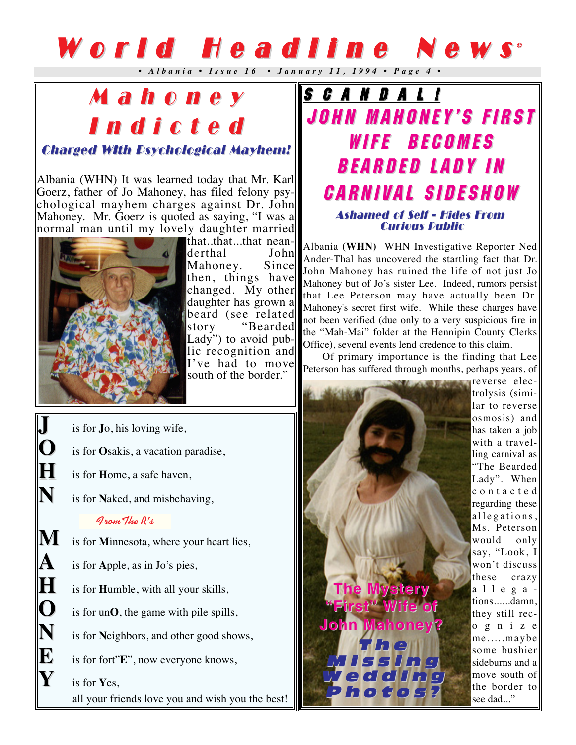# World Headline News®

*• Albania • Issue 16 • January 11, 1994 • Page 4 •*

## Mahoney Indicted

### Charged With Psychological Mayhem!

Albania (WHN) It was learned today that Mr. Karl Goerz, father of Jo Mahoney, has filed felony psychological mayhem charges against Dr. John Mahoney. Mr. Goerz is quoted as saying, "I was a normal man until my lovely daughter married that..that...that neanderthal John Mahoney. Since then, things have changed. My other daughter has grown a beard (see related story "Bearded Lady") to avoid public recognition and I've had to move south of the border."

**J** is for **J**o, his loving wife,

**O** is for **O**sakis, a vacation paradise,

**H** is for **H**ome, a safe haven,

**N** is for **N**aked, and misbehaving,

*From The R's*

**M** is for **M**innesota, where your heart lies,

**A** is for **A**pple, as in Jo's pies,

**H** is for **H**umble, with all your skills,

**O** is for un**O**, the game with pile spills,

**N** is for **N**eighbors, and other good shows,

**E** is for fort"**E**", now everyone knows,

**Y** is for **Y**es,

all your friends love you and wish you the best!

## SCANDAL!

## JOHN MAHONEY'S FIRST WIFE BECOMES BEARDED LADY IN CARNIVAL SIDESHOW

### Ashamed of Self - Hides From Curious Public

Albania (**WHN**) WHN Investigative Reporter Ned Ander-Thal has uncovered the startling fact that Dr. John Mahoney has ruined the life of not just Jo Mahoney but of Jo's sister Lee. Indeed, rumors persist that Lee Peterson may have actually been Dr. Mahoney's secret first wife. While these charges have not been verified (due only to a very suspicious fire in the "Mah-Mai" folder at the Hennipin County Clerks Office), several events lend credence to this claim.

Of primary importance is the finding that Lee Peterson has suffered through months, perhaps years, of reverse electrolysis (similar to reverse osmosis) and has taken a job with a travelling carnival as "The Bearded Lady". When contacted regarding these allegations, Ms. Peterson would only say, "Look, I won't discuss these crazy allegations......damn, they still recognize me.....maybe some bushier sideburns and a move south of the border to see dad..."

The Mystery "First" Wife of John Mahoney?

The Missing Wedding Photos?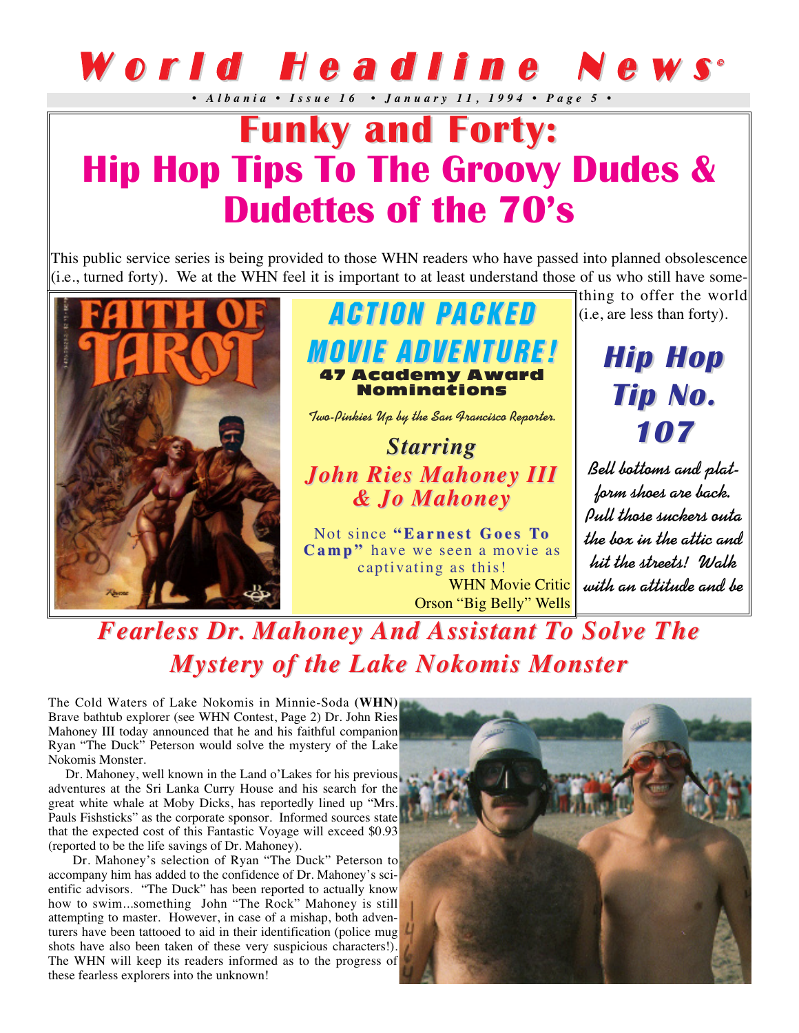# World Headline News©

*• Albania • Issue 16 • January 11, 1994 •*

# Funky and Forty: Hip Hop Tips To The Groovy Dudes & Dudettes of the 70's

This public service series is being provided to those WHN readers who have passed into planned obsolescence (i.e., turned forty). We at the WHN feel it is important to at least understand those of us who still have something to offer the world (i.e, are less than forty).

## ACTION PACKED MOVIE ADVENTURE!

**47 Academy Award Nominations**

*Two-Pinkies Up by the San Francisco Reporter.*

*Starring*

***John Ries Mahoney III & Jo Mahoney***

Not since **"Earnest Goes To Camp"** have we seen a movie as captivating as this!

WHN Movie Critic
Orson "Big Belly" Wells

## Hip Hop Tip No. 107

*Bell bottoms and platform shoes are back. Pull those suckers outa the box in the attic and hit the streets! Walk with an attitude and be*

## *Fearless Dr. Mahoney And Assistant To Solve The Mystery of the Lake Nokomis Monster*

The Cold Waters of Lake Nokomis in Minnie-Soda (**WHN**) Brave bathtub explorer (see WHN Contest, Page 2) Dr. John Ries Mahoney III today announced that he and his faithful companion Ryan "The Duck" Peterson would solve the mystery of the Lake Nokomis Monster.

Dr. Mahoney, well known in the Land o'Lakes for his previous adventures at the Sri Lanka Curry House and his search for the great white whale at Moby Dicks, has reportedly lined up "Mrs. Pauls Fishsticks" as the corporate sponsor. Informed sources state that the expected cost of this Fantastic Voyage will exceed $0.93 (reported to be the life savings of Dr. Mahoney).

Dr. Mahoney's selection of Ryan "The Duck" Peterson to accompany him has added to the confidence of Dr. Mahoney's scientific advisors. "The Duck" has been reported to actually know how to swim...something John "The Rock" Mahoney is still attempting to master. However, in case of a mishap, both adventurers have been tattooed to aid in their identification (police mug shots have also been taken of these very suspicious characters!). The WHN will keep its readers informed as to the progress of these fearless explorers into the unknown!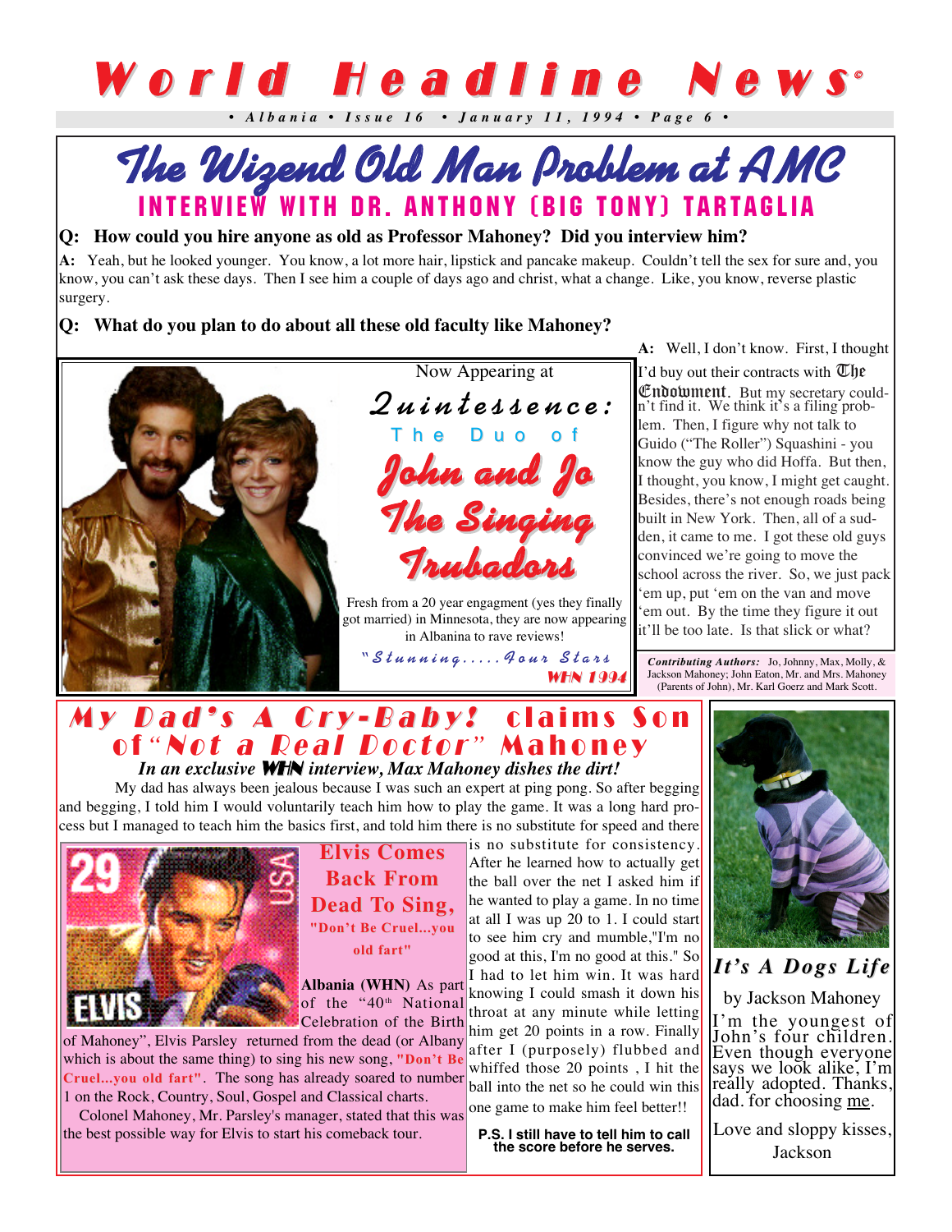# World Headline News©

• Albania • Issue 16 • January 11, 1994 •

## The Wizend Old Man Problem at AMC

### INTERVIEW WITH DR. ANTHONY (BIG TONY) TARTAGLIA

**Q: How could you hire anyone as old as Professor Mahoney? Did you interview him?**

**A:** Yeah, but he looked younger. You know, a lot more hair, lipstick and pancake makeup. Couldn't tell the sex for sure and, you know, you can't ask these days. Then I see him a couple of days ago and christ, what a change. Like, you know, reverse plastic surgery.

**Q: What do you plan to do about all these old faculty like Mahoney?**

**A:** Well, I don't know. First, I thought I'd buy out their contracts with The Endowment. But my secretary couldn't find it. We think it's a filing problem. Then, I figure why not talk to Guido ("The Roller") Squashini - you know the guy who did Hoffa. But then, I thought, you know, I might get caught. Besides, there's not enough roads being built in New York. Then, all of a sudden, it came to me. I got these old guys convinced we're going to move the school across the river. So, we just pack 'em up, put 'em on the van and move 'em out. By the time they figure it out it'll be too late. Is that slick or what?

Now Appearing at

**Quintessence:**

The Duo of

**John and Jo The Singing Trubadors**

Fresh from a 20 year engagment (yes they finally got married) in Minnesota, they are now appearing in Albanina to rave reviews!

"Stunning.....Four Stars

WHN 1994

***Contributing Authors:*** Jo, Johnny, Max, Molly, & Jackson Mahoney; John Eaton, Mr. and Mrs. Mahoney (Parents of John), Mr. Karl Goerz and Mark Scott.

## My Dad's A Cry-Baby! claims Son of "Not a Real Doctor" Mahoney

***In an exclusive WHN interview, Max Mahoney dishes the dirt!***

My dad has always been jealous because I was such an expert at ping pong. So after begging and begging, I told him I would voluntarily teach him how to play the game. It was a long hard process but I managed to teach him the basics first, and told him there is no substitute for speed and there is no substitute for consistency. After he learned how to actually get the ball over the net I asked him if he wanted to play a game. In no time at all I was up 20 to 1. I could start to see him cry and mumble,"I'm no good at this, I'm no good at this." So I had to let him win. It was hard knowing I could smash it down his throat at any minute while letting him get 20 points in a row. Finally after I (purposely) flubbed and whiffed those 20 points , I hit the ball into the net so he could win this one game to make him feel better!!

**P.S. I still have to tell him to call the score before he serves.**

## Elvis Comes Back From Dead To Sing,

**"Don't Be Cruel...you old fart"**

**Albania (WHN)** As part of the "40th National Celebration of the Birth of Mahoney", Elvis Parsley returned from the dead (or Albany which is about the same thing) to sing his new song, **"Don't Be Cruel...you old fart"**. The song has already soared to number 1 on the Rock, Country, Soul, Gospel and Classical charts.

Colonel Mahoney, Mr. Parsley's manager, stated that this was the best possible way for Elvis to start his comeback tour.

## It's A Dogs Life

by Jackson Mahoney

I'm the youngest of John's four children. Even though everyone says we look alike, I'm really adopted. Thanks, dad. for choosing me.

Love and sloppy kisses,
Jackson